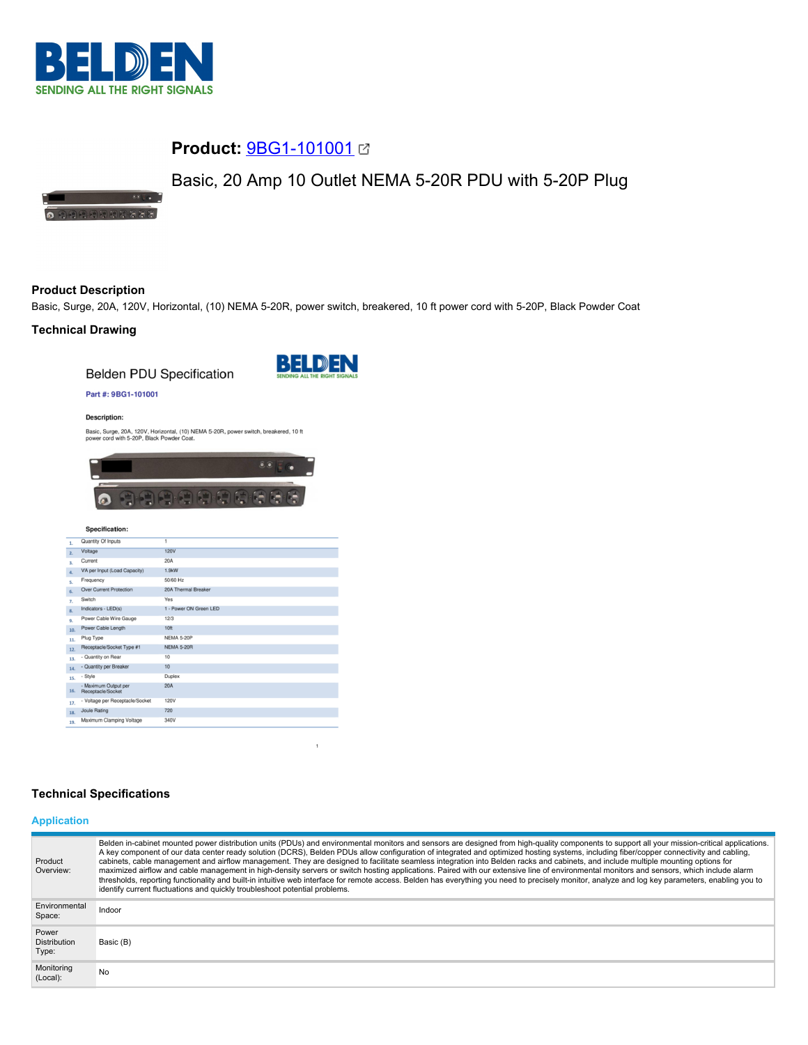**Product:** [9BG1-101001](9BG1-101001)

Basic, 20 Amp 10 Outlet NEMA 5-20R PDU with 5-20P Plug

## Product Description

Basic, Surge, 20A, 120V, Horizontal, (10) NEMA 5-20R, power switch, breakered, 10 ft power cord with 5-20P, Black Powder Coat

## Technical Drawing

Belden PDU Specification

Part #: 9BG1-101001

**Description:**

Basic, Surge, 20A, 120V, Horizontal, (10) NEMA 5-20R, power switch, breakered, 10 ft power cord with 5-20P, Black Powder Coat.

**Specification:**

| # | Item | Value |
|---|---|---|
| 1. | Quantity Of Inputs | 1 |
| 2. | Voltage | 120V |
| 3. | Current | 20A |
| 4. | VA per Input (Load Capacity) | 1.9kW |
| 5. | Frequency | 50/60 Hz |
| 6. | Over Current Protection | 20A Thermal Breaker |
| 7. | Switch | Yes |
| 8. | Indicators - LED(s) | 1 - Power ON Green LED |
| 9. | Power Cable Wire Gauge | 12/3 |
| 10. | Power Cable Length | 10ft |
| 11. | Plug Type | NEMA 5-20P |
| 12. | Receptacle/Socket Type #1 | NEMA 5-20R |
| 13. | - Quantity on Rear | 10 |
| 14. | - Quantity per Breaker | 10 |
| 15. | - Style | Duplex |
| 16. | - Maximum Output per Receptacle/Socket | 20A |
| 17. | - Voltage per Receptacle/Socket | 120V |
| 18. | Joule Rating | 720 |
| 19. | Maximum Clamping Voltage | 340V |

## Technical Specifications

### Application

| | |
|---|---|
| Product Overview: | Belden in-cabinet mounted power distribution units (PDUs) and environmental monitors and sensors are designed from high-quality components to support all your mission-critical applications. A key component of our data center ready solution (DCRS), Belden PDUs allow configuration of integrated and optimized hosting systems, including fiber/copper connectivity and cabling, cabinets, cable management and airflow management. They are designed to facilitate seamless integration into Belden racks and cabinets, and include multiple mounting options for maximized airflow and cable management in high-density servers or switch hosting applications. Paired with our extensive line of environmental monitors and sensors, which include alarm thresholds, reporting functionality and built-in intuitive web interface for remote access. Belden has everything you need to precisely monitor, analyze and log key parameters, enabling you to identify current fluctuations and quickly troubleshoot potential problems. |
| Environmental Space: | Indoor |
| Power Distribution Type: | Basic (B) |
| Monitoring (Local): | No |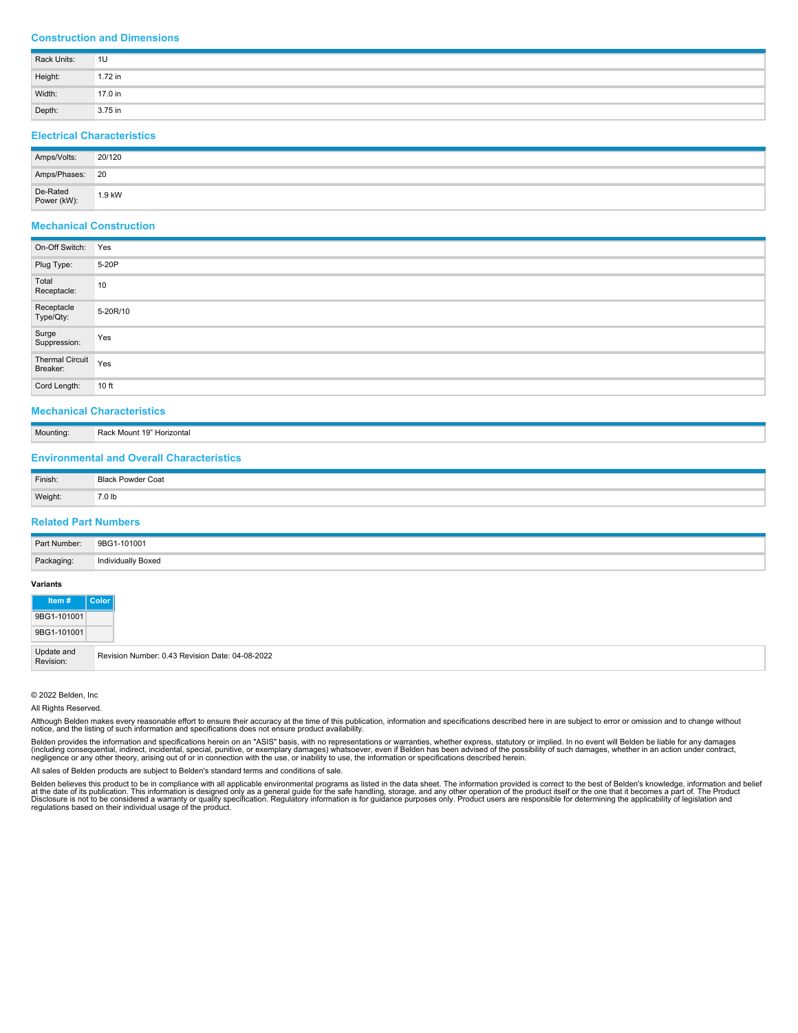## Construction and Dimensions

| | |
|---|---|
| Rack Units: | 1U |
| Height: | 1.72 in |
| Width: | 17.0 in |
| Depth: | 3.75 in |

## Electrical Characteristics

| | |
|---|---|
| Amps/Volts: | 20/120 |
| Amps/Phases: | 20 |
| De-Rated Power (kW): | 1.9 kW |

## Mechanical Construction

| | |
|---|---|
| On-Off Switch: | Yes |
| Plug Type: | 5-20P |
| Total Receptacle: | 10 |
| Receptacle Type/Qty: | 5-20R/10 |
| Surge Suppression: | Yes |
| Thermal Circuit Breaker: | Yes |
| Cord Length: | 10 ft |

## Mechanical Characteristics

| | |
|---|---|
| Mounting: | Rack Mount 19" Horizontal |

## Environmental and Overall Characteristics

| | |
|---|---|
| Finish: | Black Powder Coat |
| Weight: | 7.0 lb |

## Related Part Numbers

| | |
|---|---|
| Part Number: | 9BG1-101001 |
| Packaging: | Individually Boxed |

**Variants**

| Item # | Color |
|---|---|
| 9BG1-101001 | |
| 9BG1-101001 | |

| | |
|---|---|
| Update and Revision: | Revision Number: 0.43 Revision Date: 04-08-2022 |

© 2022 Belden, Inc

All Rights Reserved.

Although Belden makes every reasonable effort to ensure their accuracy at the time of this publication, information and specifications described here in are subject to error or omission and to change without notice, and the listing of such information and specifications does not ensure product availability.

Belden provides the information and specifications herein on an "ASIS" basis, with no representations or warranties, whether express, statutory or implied. In no event will Belden be liable for any damages (including consequential, indirect, incidental, special, punitive, or exemplary damages) whatsoever, even if Belden has been advised of the possibility of such damages, whether in an action under contract, negligence or any other theory, arising out of or in connection with the use, or inability to use, the information or specifications described herein.

All sales of Belden products are subject to Belden's standard terms and conditions of sale.

Belden believes this product to be in compliance with all applicable environmental programs as listed in the data sheet. The information provided is correct to the best of Belden's knowledge, information and belief at the date of its publication. This information is designed only as a general guide for the safe handling, storage, and any other operation of the product itself or the one that it becomes a part of. The Product Disclosure is not to be considered a warranty or quality specification. Regulatory information is for guidance purposes only. Product users are responsible for determining the applicability of legislation and regulations based on their individual usage of the product.